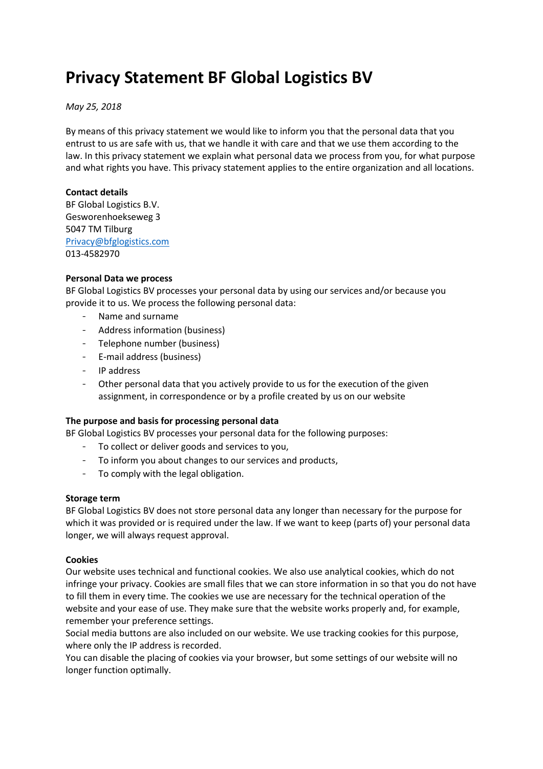# Privacy Statement BF Global Logistics BV

*May 25, 2018*

By means of this privacy statement we would like to inform you that the personal data that you entrust to us are safe with us, that we handle it with care and that we use them according to the law. In this privacy statement we explain what personal data we process from you, for what purpose and what rights you have. This privacy statement applies to the entire organization and all locations.

**Contact details**
BF Global Logistics B.V.
Gesworenhoekseweg 3
5047 TM Tilburg
[Privacy@bfglogistics.com](mailto:Privacy@bfglogistics.com)
013-4582970

**Personal Data we process**
BF Global Logistics BV processes your personal data by using our services and/or because you provide it to us. We process the following personal data:

- Name and surname
- Address information (business)
- Telephone number (business)
- E-mail address (business)
- IP address
- Other personal data that you actively provide to us for the execution of the given assignment, in correspondence or by a profile created by us on our website

**The purpose and basis for processing personal data**
BF Global Logistics BV processes your personal data for the following purposes:

- To collect or deliver goods and services to you,
- To inform you about changes to our services and products,
- To comply with the legal obligation.

**Storage term**
BF Global Logistics BV does not store personal data any longer than necessary for the purpose for which it was provided or is required under the law. If we want to keep (parts of) your personal data longer, we will always request approval.

**Cookies**
Our website uses technical and functional cookies. We also use analytical cookies, which do not infringe your privacy. Cookies are small files that we can store information in so that you do not have to fill them in every time. The cookies we use are necessary for the technical operation of the website and your ease of use. They make sure that the website works properly and, for example, remember your preference settings.
Social media buttons are also included on our website. We use tracking cookies for this purpose, where only the IP address is recorded.
You can disable the placing of cookies via your browser, but some settings of our website will no longer function optimally.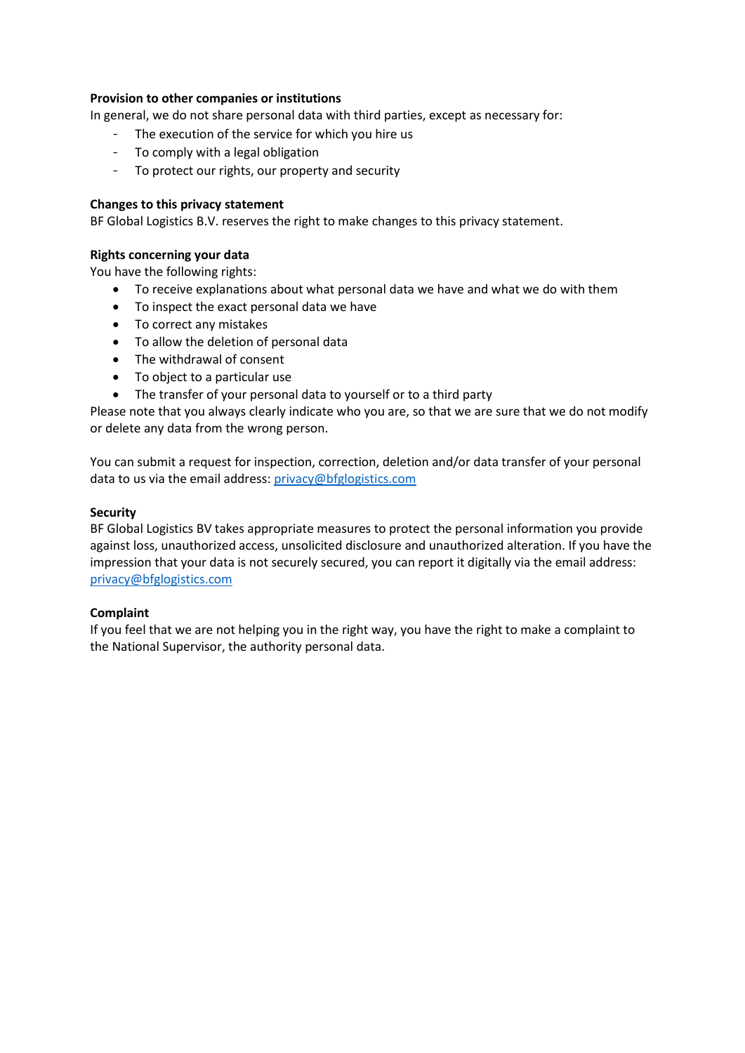**Provision to other companies or institutions**

In general, we do not share personal data with third parties, except as necessary for:

- The execution of the service for which you hire us
- To comply with a legal obligation
- To protect our rights, our property and security

**Changes to this privacy statement**

BF Global Logistics B.V. reserves the right to make changes to this privacy statement.

**Rights concerning your data**

You have the following rights:

- To receive explanations about what personal data we have and what we do with them
- To inspect the exact personal data we have
- To correct any mistakes
- To allow the deletion of personal data
- The withdrawal of consent
- To object to a particular use
- The transfer of your personal data to yourself or to a third party

Please note that you always clearly indicate who you are, so that we are sure that we do not modify or delete any data from the wrong person.

You can submit a request for inspection, correction, deletion and/or data transfer of your personal data to us via the email address: privacy@bfglogistics.com

**Security**

BF Global Logistics BV takes appropriate measures to protect the personal information you provide against loss, unauthorized access, unsolicited disclosure and unauthorized alteration. If you have the impression that your data is not securely secured, you can report it digitally via the email address: privacy@bfglogistics.com

**Complaint**

If you feel that we are not helping you in the right way, you have the right to make a complaint to the National Supervisor, the authority personal data.